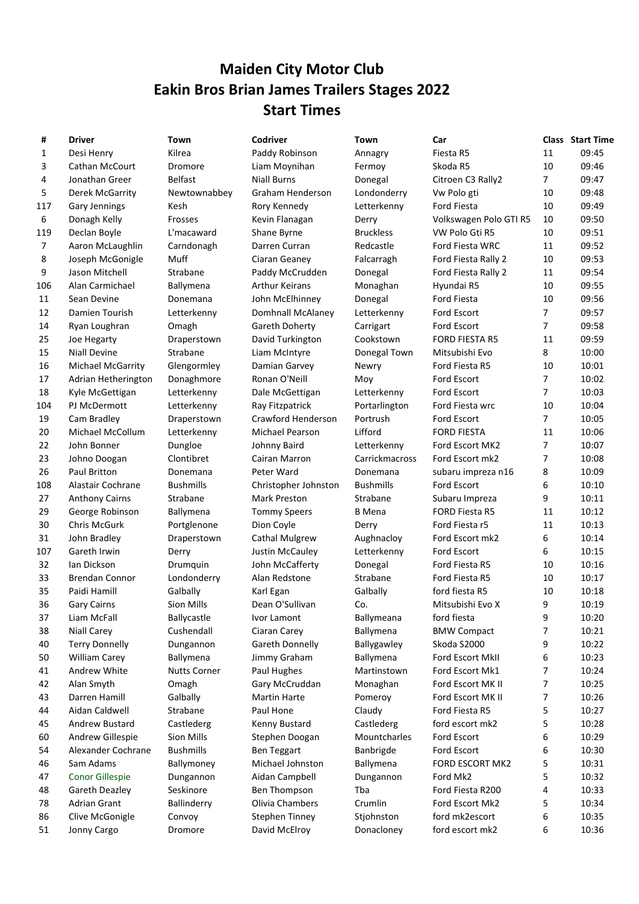# Maiden City Motor Club
# Eakin Bros Brian James Trailers Stages 2022
# Start Times

| # | Driver | Town | Codriver | Town | Car | Class | Start Time |
|---|---|---|---|---|---|---|---|
| 1 | Desi Henry | Kilrea | Paddy Robinson | Annagry | Fiesta R5 | 11 | 09:45 |
| 3 | Cathan McCourt | Dromore | Liam Moynihan | Fermoy | Skoda R5 | 10 | 09:46 |
| 4 | Jonathan Greer | Belfast | Niall Burns | Donegal | Citroen C3 Rally2 | 7 | 09:47 |
| 5 | Derek McGarrity | Newtownabbey | Graham Henderson | Londonderry | Vw Polo gti | 10 | 09:48 |
| 117 | Gary Jennings | Kesh | Rory Kennedy | Letterkenny | Ford Fiesta | 10 | 09:49 |
| 6 | Donagh Kelly | Frosses | Kevin Flanagan | Derry | Volkswagen Polo GTI R5 | 10 | 09:50 |
| 119 | Declan Boyle | L'macaward | Shane Byrne | Bruckless | VW Polo Gti R5 | 10 | 09:51 |
| 7 | Aaron McLaughlin | Carndonagh | Darren Curran | Redcastle | Ford Fiesta WRC | 11 | 09:52 |
| 8 | Joseph McGonigle | Muff | Ciaran Geaney | Falcarragh | Ford Fiesta Rally 2 | 10 | 09:53 |
| 9 | Jason Mitchell | Strabane | Paddy McCrudden | Donegal | Ford Fiesta Rally 2 | 11 | 09:54 |
| 106 | Alan Carmichael | Ballymena | Arthur Keirans | Monaghan | Hyundai R5 | 10 | 09:55 |
| 11 | Sean Devine | Donemana | John McElhinney | Donegal | Ford Fiesta | 10 | 09:56 |
| 12 | Damien Tourish | Letterkenny | Domhnall McAlaney | Letterkenny | Ford Escort | 7 | 09:57 |
| 14 | Ryan Loughran | Omagh | Gareth Doherty | Carrigart | Ford Escort | 7 | 09:58 |
| 25 | Joe Hegarty | Draperstown | David Turkington | Cookstown | FORD FIESTA R5 | 11 | 09:59 |
| 15 | Niall Devine | Strabane | Liam McIntyre | Donegal Town | Mitsubishi Evo | 8 | 10:00 |
| 16 | Michael McGarrity | Glengormley | Damian Garvey | Newry | Ford Fiesta R5 | 10 | 10:01 |
| 17 | Adrian Hetherington | Donaghmore | Ronan O'Neill | Moy | Ford Escort | 7 | 10:02 |
| 18 | Kyle McGettigan | Letterkenny | Dale McGettigan | Letterkenny | Ford Escort | 7 | 10:03 |
| 104 | PJ McDermott | Letterkenny | Ray Fitzpatrick | Portarlington | Ford Fiesta wrc | 10 | 10:04 |
| 19 | Cam Bradley | Draperstown | Crawford Henderson | Portrush | Ford Escort | 7 | 10:05 |
| 20 | Michael McCollum | Letterkenny | Michael Pearson | Lifford | FORD FIESTA | 11 | 10:06 |
| 22 | John Bonner | Dungloe | Johnny Baird | Letterkenny | Ford Escort MK2 | 7 | 10:07 |
| 23 | Johno Doogan | Clontibret | Cairan Marron | Carrickmacross | Ford Escort mk2 | 7 | 10:08 |
| 26 | Paul Britton | Donemana | Peter Ward | Donemana | subaru impreza n16 | 8 | 10:09 |
| 108 | Alastair Cochrane | Bushmills | Christopher Johnston | Bushmills | Ford Escort | 6 | 10:10 |
| 27 | Anthony Cairns | Strabane | Mark Preston | Strabane | Subaru Impreza | 9 | 10:11 |
| 29 | George Robinson | Ballymena | Tommy Speers | B Mena | FORD Fiesta R5 | 11 | 10:12 |
| 30 | Chris McGurk | Portglenone | Dion Coyle | Derry | Ford Fiesta r5 | 11 | 10:13 |
| 31 | John Bradley | Draperstown | Cathal Mulgrew | Aughnacloy | Ford Escort mk2 | 6 | 10:14 |
| 107 | Gareth Irwin | Derry | Justin McCauley | Letterkenny | Ford Escort | 6 | 10:15 |
| 32 | Ian Dickson | Drumquin | John McCafferty | Donegal | Ford Fiesta R5 | 10 | 10:16 |
| 33 | Brendan Connor | Londonderry | Alan Redstone | Strabane | Ford Fiesta R5 | 10 | 10:17 |
| 35 | Paidi Hamill | Galbally | Karl Egan | Galbally | ford fiesta R5 | 10 | 10:18 |
| 36 | Gary Cairns | Sion Mills | Dean O'Sullivan | Co. | Mitsubishi Evo X | 9 | 10:19 |
| 37 | Liam McFall | Ballycastle | Ivor Lamont | Ballymeana | ford fiesta | 9 | 10:20 |
| 38 | Niall Carey | Cushendall | Ciaran Carey | Ballymena | BMW Compact | 7 | 10:21 |
| 40 | Terry Donnelly | Dungannon | Gareth Donnelly | Ballygawley | Skoda S2000 | 9 | 10:22 |
| 50 | William Carey | Ballymena | Jimmy Graham | Ballymena | Ford Escort MkII | 6 | 10:23 |
| 41 | Andrew White | Nutts Corner | Paul Hughes | Martinstown | Ford Escort Mk1 | 7 | 10:24 |
| 42 | Alan Smyth | Omagh | Gary McCruddan | Monaghan | Ford Escort MK II | 7 | 10:25 |
| 43 | Darren Hamill | Galbally | Martin Harte | Pomeroy | Ford Escort MK II | 7 | 10:26 |
| 44 | Aidan Caldwell | Strabane | Paul Hone | Claudy | Ford Fiesta R5 | 5 | 10:27 |
| 45 | Andrew Bustard | Castlederg | Kenny Bustard | Castlederg | ford escort mk2 | 5 | 10:28 |
| 60 | Andrew Gillespie | Sion Mills | Stephen Doogan | Mountcharles | Ford Escort | 6 | 10:29 |
| 54 | Alexander Cochrane | Bushmills | Ben Teggart | Banbrigde | Ford Escort | 6 | 10:30 |
| 46 | Sam Adams | Ballymoney | Michael Johnston | Ballymena | FORD ESCORT MK2 | 5 | 10:31 |
| 47 | Conor Gillespie | Dungannon | Aidan Campbell | Dungannon | Ford Mk2 | 5 | 10:32 |
| 48 | Gareth Deazley | Seskinore | Ben Thompson | Tba | Ford Fiesta R200 | 4 | 10:33 |
| 78 | Adrian Grant | Ballinderry | Olivia Chambers | Crumlin | Ford Escort Mk2 | 5 | 10:34 |
| 86 | Clive McGonigle | Convoy | Stephen Tinney | Stjohnston | ford mk2escort | 6 | 10:35 |
| 51 | Jonny Cargo | Dromore | David McElroy | Donacloney | ford escort mk2 | 6 | 10:36 |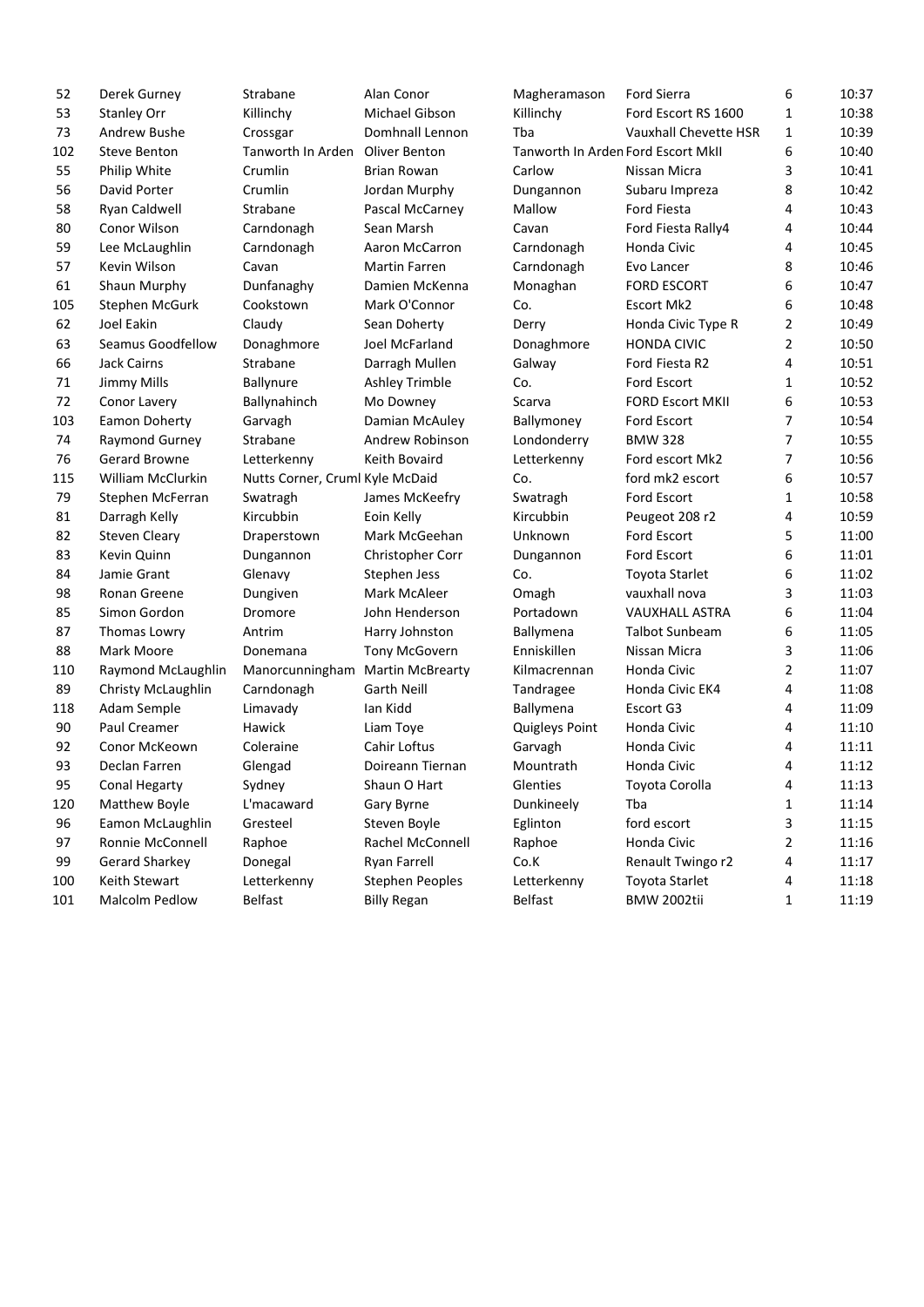| | | | | | | | |
|---|---|---|---|---|---|---|---|
| 52 | Derek Gurney | Strabane | Alan Conor | Magheramason | Ford Sierra | 6 | 10:37 |
| 53 | Stanley Orr | Killinchy | Michael Gibson | Killinchy | Ford Escort RS 1600 | 1 | 10:38 |
| 73 | Andrew Bushe | Crossgar | Domhnall Lennon | Tba | Vauxhall Chevette HSR | 1 | 10:39 |
| 102 | Steve Benton | Tanworth In Arden | Oliver Benton | Tanworth In Arden | Ford Escort MkII | 6 | 10:40 |
| 55 | Philip White | Crumlin | Brian Rowan | Carlow | Nissan Micra | 3 | 10:41 |
| 56 | David Porter | Crumlin | Jordan Murphy | Dungannon | Subaru Impreza | 8 | 10:42 |
| 58 | Ryan Caldwell | Strabane | Pascal McCarney | Mallow | Ford Fiesta | 4 | 10:43 |
| 80 | Conor Wilson | Carndonagh | Sean Marsh | Cavan | Ford Fiesta Rally4 | 4 | 10:44 |
| 59 | Lee McLaughlin | Carndonagh | Aaron McCarron | Carndonagh | Honda Civic | 4 | 10:45 |
| 57 | Kevin Wilson | Cavan | Martin Farren | Carndonagh | Evo Lancer | 8 | 10:46 |
| 61 | Shaun Murphy | Dunfanaghy | Damien McKenna | Monaghan | FORD ESCORT | 6 | 10:47 |
| 105 | Stephen McGurk | Cookstown | Mark O'Connor | Co. | Escort Mk2 | 6 | 10:48 |
| 62 | Joel Eakin | Claudy | Sean Doherty | Derry | Honda Civic Type R | 2 | 10:49 |
| 63 | Seamus Goodfellow | Donaghmore | Joel McFarland | Donaghmore | HONDA CIVIC | 2 | 10:50 |
| 66 | Jack Cairns | Strabane | Darragh Mullen | Galway | Ford Fiesta R2 | 4 | 10:51 |
| 71 | Jimmy Mills | Ballynure | Ashley Trimble | Co. | Ford Escort | 1 | 10:52 |
| 72 | Conor Lavery | Ballynahinch | Mo Downey | Scarva | FORD Escort MKII | 6 | 10:53 |
| 103 | Eamon Doherty | Garvagh | Damian McAuley | Ballymoney | Ford Escort | 7 | 10:54 |
| 74 | Raymond Gurney | Strabane | Andrew Robinson | Londonderry | BMW 328 | 7 | 10:55 |
| 76 | Gerard Browne | Letterkenny | Keith Bovaird | Letterkenny | Ford escort Mk2 | 7 | 10:56 |
| 115 | William McClurkin | Nutts Corner, Cruml | Kyle McDaid | Co. | ford mk2 escort | 6 | 10:57 |
| 79 | Stephen McFerran | Swatragh | James McKeefry | Swatragh | Ford Escort | 1 | 10:58 |
| 81 | Darragh Kelly | Kircubbin | Eoin Kelly | Kircubbin | Peugeot 208 r2 | 4 | 10:59 |
| 82 | Steven Cleary | Draperstown | Mark McGeehan | Unknown | Ford Escort | 5 | 11:00 |
| 83 | Kevin Quinn | Dungannon | Christopher Corr | Dungannon | Ford Escort | 6 | 11:01 |
| 84 | Jamie Grant | Glenavy | Stephen Jess | Co. | Toyota Starlet | 6 | 11:02 |
| 98 | Ronan Greene | Dungiven | Mark McAleer | Omagh | vauxhall nova | 3 | 11:03 |
| 85 | Simon Gordon | Dromore | John Henderson | Portadown | VAUXHALL ASTRA | 6 | 11:04 |
| 87 | Thomas Lowry | Antrim | Harry Johnston | Ballymena | Talbot Sunbeam | 6 | 11:05 |
| 88 | Mark Moore | Donemana | Tony McGovern | Enniskillen | Nissan Micra | 3 | 11:06 |
| 110 | Raymond McLaughlin | Manorcunningham | Martin McBrearty | Kilmacrennan | Honda Civic | 2 | 11:07 |
| 89 | Christy McLaughlin | Carndonagh | Garth Neill | Tandragee | Honda Civic EK4 | 4 | 11:08 |
| 118 | Adam Semple | Limavady | Ian Kidd | Ballymena | Escort G3 | 4 | 11:09 |
| 90 | Paul Creamer | Hawick | Liam Toye | Quigleys Point | Honda Civic | 4 | 11:10 |
| 92 | Conor McKeown | Coleraine | Cahir Loftus | Garvagh | Honda Civic | 4 | 11:11 |
| 93 | Declan Farren | Glengad | Doireann Tiernan | Mountrath | Honda Civic | 4 | 11:12 |
| 95 | Conal Hegarty | Sydney | Shaun O Hart | Glenties | Toyota Corolla | 4 | 11:13 |
| 120 | Matthew Boyle | L'macaward | Gary Byrne | Dunkineely | Tba | 1 | 11:14 |
| 96 | Eamon McLaughlin | Gresteel | Steven Boyle | Eglinton | ford escort | 3 | 11:15 |
| 97 | Ronnie McConnell | Raphoe | Rachel McConnell | Raphoe | Honda Civic | 2 | 11:16 |
| 99 | Gerard Sharkey | Donegal | Ryan Farrell | Co.K | Renault Twingo r2 | 4 | 11:17 |
| 100 | Keith Stewart | Letterkenny | Stephen Peoples | Letterkenny | Toyota Starlet | 4 | 11:18 |
| 101 | Malcolm Pedlow | Belfast | Billy Regan | Belfast | BMW 2002tii | 1 | 11:19 |